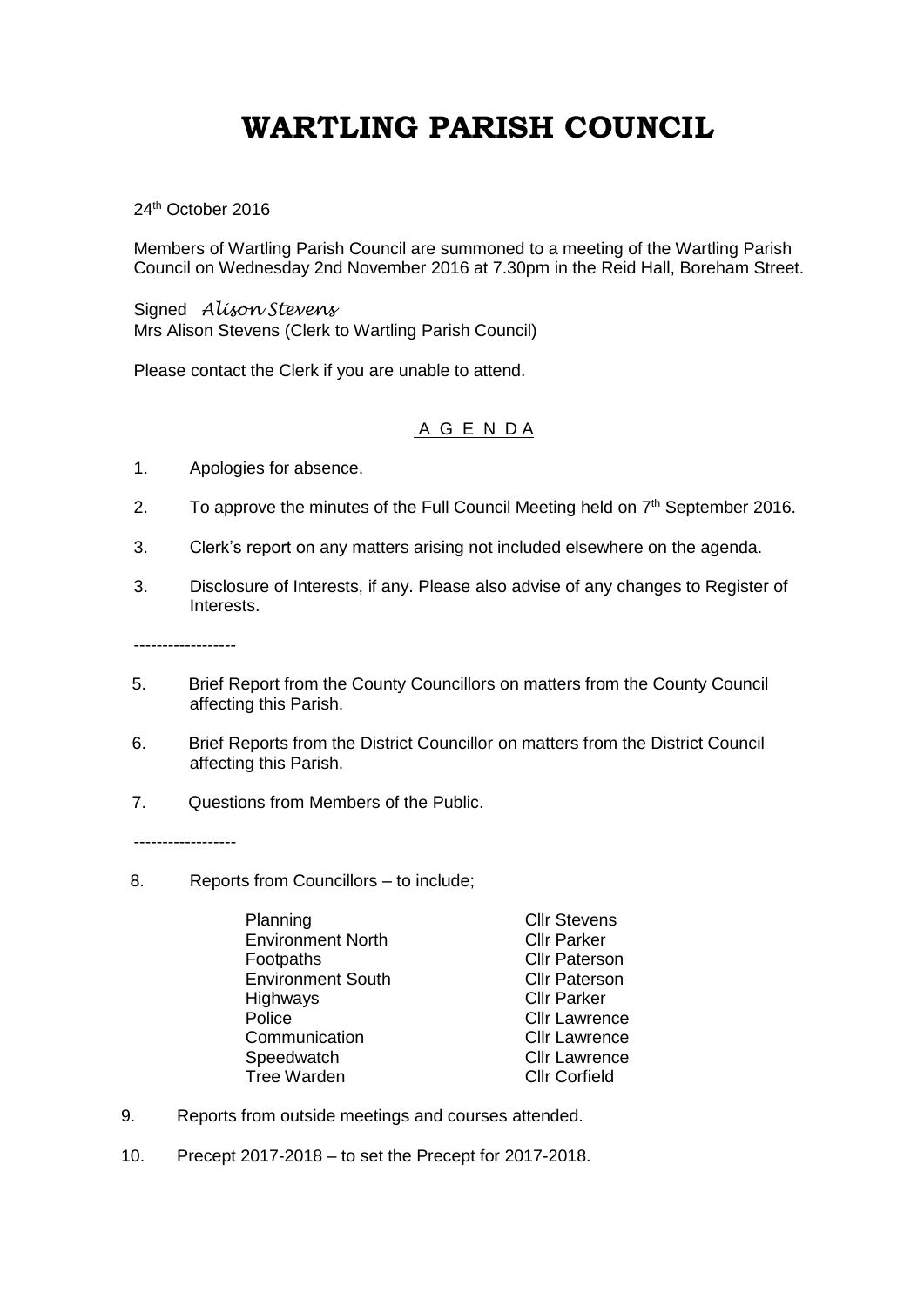# WARTLING PARISH COUNCIL

24th October 2016

Members of Wartling Parish Council are summoned to a meeting of the Wartling Parish Council on Wednesday 2nd November 2016 at 7.30pm in the Reid Hall, Boreham Street.

Signed *Alison Stevens*
Mrs Alison Stevens (Clerk to Wartling Parish Council)

Please contact the Clerk if you are unable to attend.

## A G E N D A

1. Apologies for absence.

2. To approve the minutes of the Full Council Meeting held on 7th September 2016.

3. Clerk's report on any matters arising not included elsewhere on the agenda.

3. Disclosure of Interests, if any. Please also advise of any changes to Register of Interests.

------------------

5. Brief Report from the County Councillors on matters from the County Council affecting this Parish.

6. Brief Reports from the District Councillor on matters from the District Council affecting this Parish.

7. Questions from Members of the Public.

------------------

8. Reports from Councillors – to include;

| | |
|---|---|
| Planning | Cllr Stevens |
| Environment North | Cllr Parker |
| Footpaths | Cllr Paterson |
| Environment South | Cllr Paterson |
| Highways | Cllr Parker |
| Police | Cllr Lawrence |
| Communication | Cllr Lawrence |
| Speedwatch | Cllr Lawrence |
| Tree Warden | Cllr Corfield |

9. Reports from outside meetings and courses attended.

10. Precept 2017-2018 – to set the Precept for 2017-2018.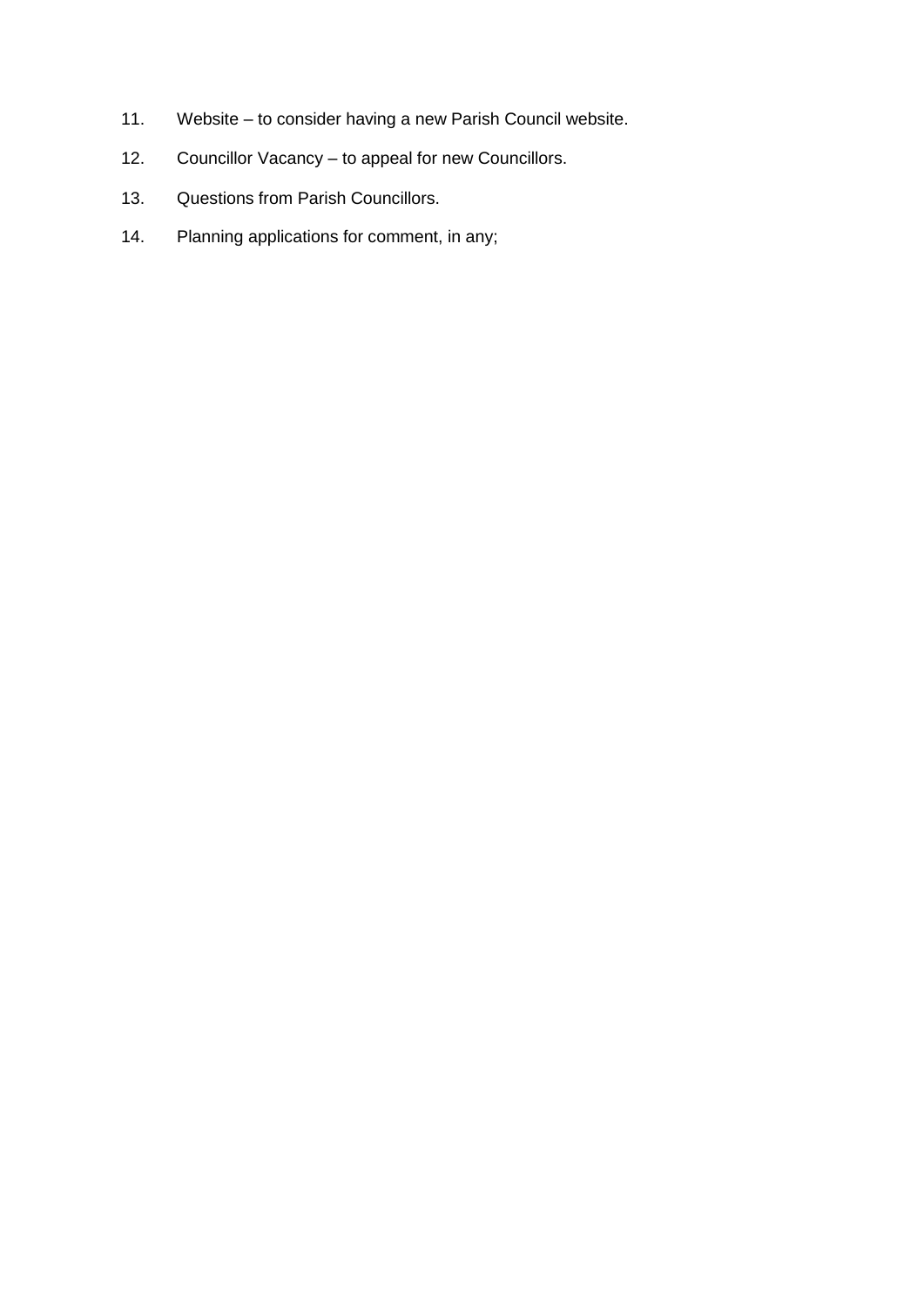11. Website – to consider having a new Parish Council website.
12. Councillor Vacancy – to appeal for new Councillors.
13. Questions from Parish Councillors.
14. Planning applications for comment, in any;